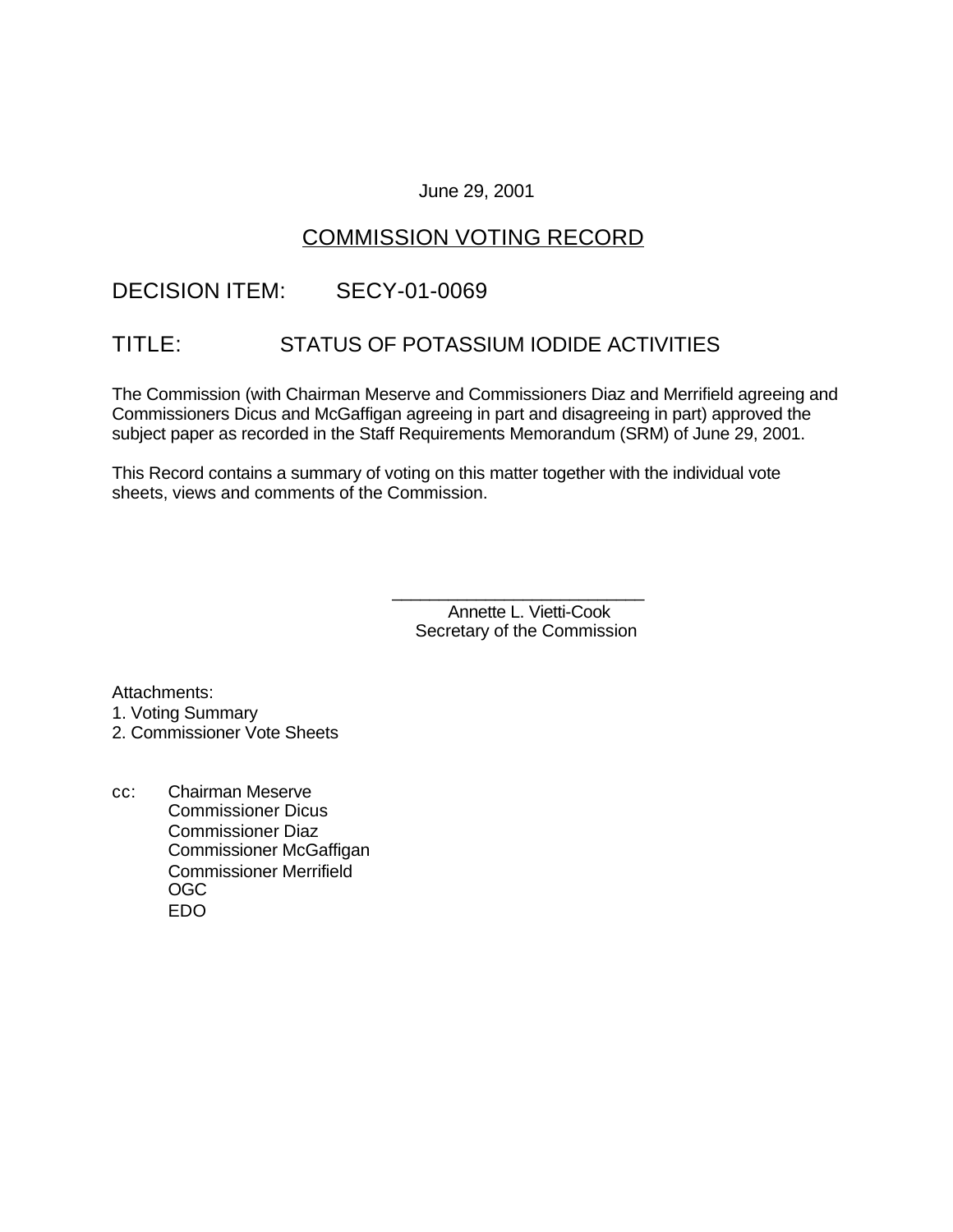June 29, 2001

## COMMISSION VOTING RECORD

## DECISION ITEM: SECY-01-0069

## TITLE: STATUS OF POTASSIUM IODIDE ACTIVITIES

The Commission (with Chairman Meserve and Commissioners Diaz and Merrifield agreeing and Commissioners Dicus and McGaffigan agreeing in part and disagreeing in part) approved the subject paper as recorded in the Staff Requirements Memorandum (SRM) of June 29, 2001.

This Record contains a summary of voting on this matter together with the individual vote sheets, views and comments of the Commission.

\_\_\_\_\_\_\_\_\_\_\_\_\_\_\_\_\_\_\_\_\_\_\_\_\_\_
Annette L. Vietti-Cook
Secretary of the Commission

Attachments:
1. Voting Summary
2. Commissioner Vote Sheets

cc: Chairman Meserve
Commissioner Dicus
Commissioner Diaz
Commissioner McGaffigan
Commissioner Merrifield
OGC
EDO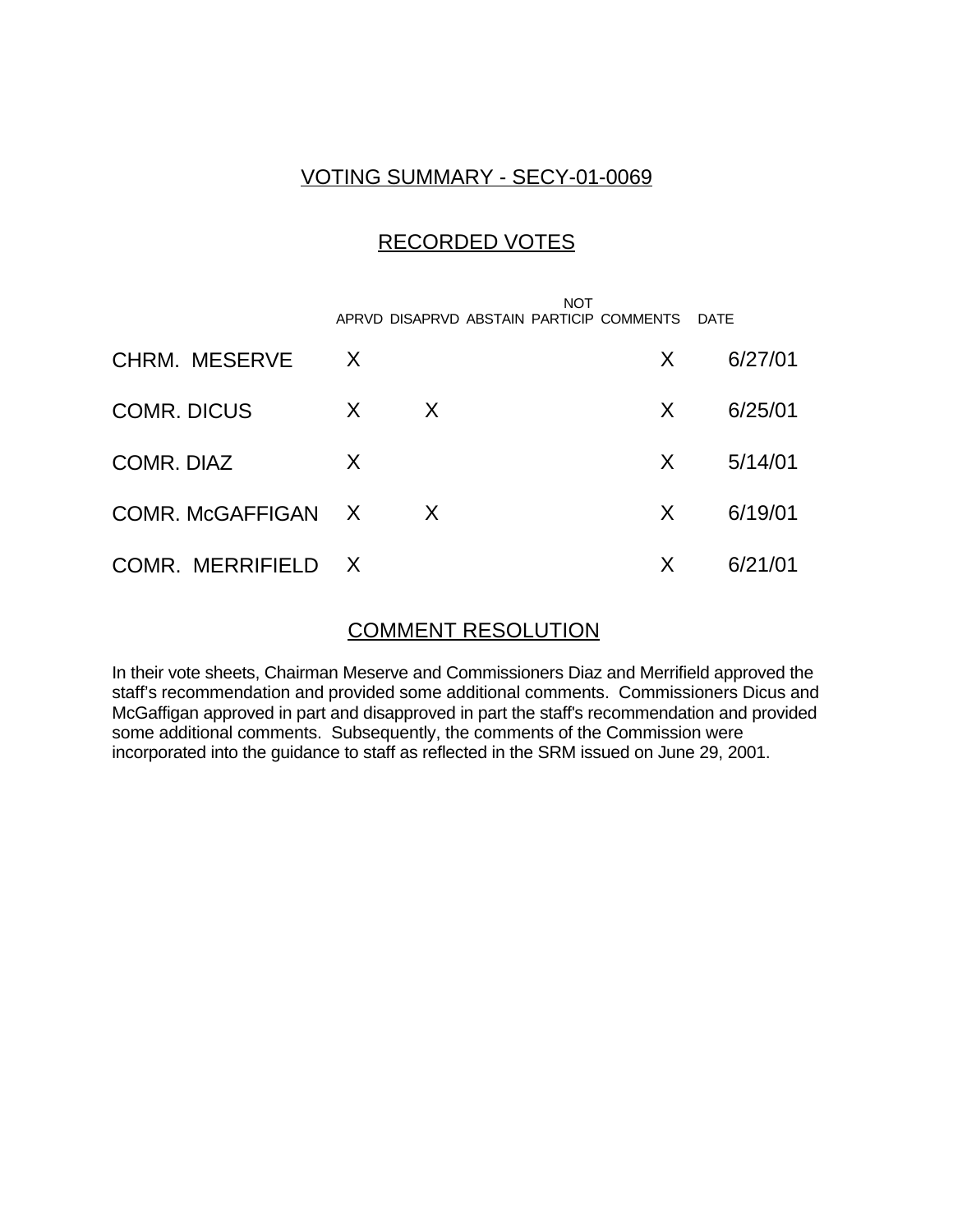## VOTING SUMMARY - SECY-01-0069

## RECORDED VOTES

| | APRVD | DISAPRVD | ABSTAIN | NOT PARTICIP | COMMENTS | DATE |
|---|---|---|---|---|---|---|
| CHRM. MESERVE | X | | | | X | 6/27/01 |
| COMR. DICUS | X | X | | | X | 6/25/01 |
| COMR. DIAZ | X | | | | X | 5/14/01 |
| COMR. McGAFFIGAN | X | X | | | X | 6/19/01 |
| COMR. MERRIFIELD | X | | | | X | 6/21/01 |

## COMMENT RESOLUTION

In their vote sheets, Chairman Meserve and Commissioners Diaz and Merrifield approved the staff's recommendation and provided some additional comments. Commissioners Dicus and McGaffigan approved in part and disapproved in part the staff's recommendation and provided some additional comments. Subsequently, the comments of the Commission were incorporated into the guidance to staff as reflected in the SRM issued on June 29, 2001.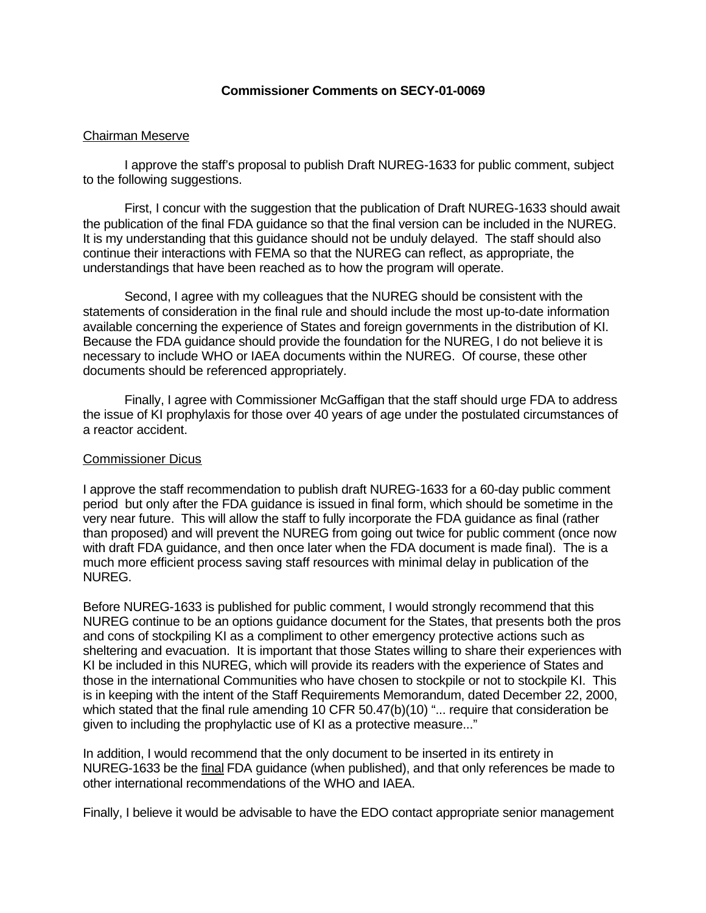**Commissioner Comments on SECY-01-0069**

Chairman Meserve

I approve the staff's proposal to publish Draft NUREG-1633 for public comment, subject to the following suggestions.

First, I concur with the suggestion that the publication of Draft NUREG-1633 should await the publication of the final FDA guidance so that the final version can be included in the NUREG. It is my understanding that this guidance should not be unduly delayed. The staff should also continue their interactions with FEMA so that the NUREG can reflect, as appropriate, the understandings that have been reached as to how the program will operate.

Second, I agree with my colleagues that the NUREG should be consistent with the statements of consideration in the final rule and should include the most up-to-date information available concerning the experience of States and foreign governments in the distribution of KI. Because the FDA guidance should provide the foundation for the NUREG, I do not believe it is necessary to include WHO or IAEA documents within the NUREG. Of course, these other documents should be referenced appropriately.

Finally, I agree with Commissioner McGaffigan that the staff should urge FDA to address the issue of KI prophylaxis for those over 40 years of age under the postulated circumstances of a reactor accident.

Commissioner Dicus

I approve the staff recommendation to publish draft NUREG-1633 for a 60-day public comment period but only after the FDA guidance is issued in final form, which should be sometime in the very near future. This will allow the staff to fully incorporate the FDA guidance as final (rather than proposed) and will prevent the NUREG from going out twice for public comment (once now with draft FDA guidance, and then once later when the FDA document is made final). The is a much more efficient process saving staff resources with minimal delay in publication of the NUREG.

Before NUREG-1633 is published for public comment, I would strongly recommend that this NUREG continue to be an options guidance document for the States, that presents both the pros and cons of stockpiling KI as a compliment to other emergency protective actions such as sheltering and evacuation. It is important that those States willing to share their experiences with KI be included in this NUREG, which will provide its readers with the experience of States and those in the international Communities who have chosen to stockpile or not to stockpile KI. This is in keeping with the intent of the Staff Requirements Memorandum, dated December 22, 2000, which stated that the final rule amending 10 CFR 50.47(b)(10) "... require that consideration be given to including the prophylactic use of KI as a protective measure..."

In addition, I would recommend that the only document to be inserted in its entirety in NUREG-1633 be the final FDA guidance (when published), and that only references be made to other international recommendations of the WHO and IAEA.

Finally, I believe it would be advisable to have the EDO contact appropriate senior management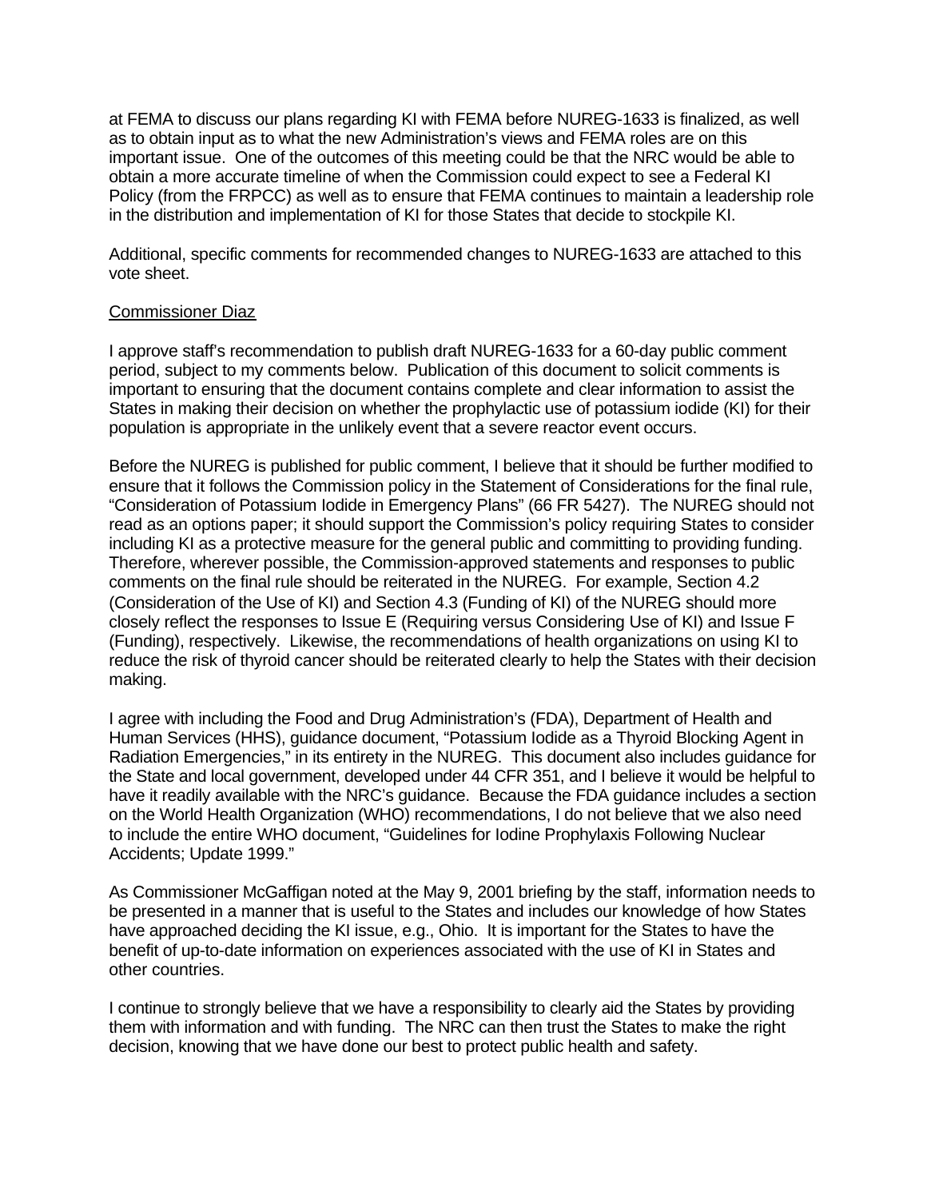at FEMA to discuss our plans regarding KI with FEMA before NUREG-1633 is finalized, as well as to obtain input as to what the new Administration's views and FEMA roles are on this important issue. One of the outcomes of this meeting could be that the NRC would be able to obtain a more accurate timeline of when the Commission could expect to see a Federal KI Policy (from the FRPCC) as well as to ensure that FEMA continues to maintain a leadership role in the distribution and implementation of KI for those States that decide to stockpile KI.

Additional, specific comments for recommended changes to NUREG-1633 are attached to this vote sheet.

<u>Commissioner Diaz</u>

I approve staff's recommendation to publish draft NUREG-1633 for a 60-day public comment period, subject to my comments below. Publication of this document to solicit comments is important to ensuring that the document contains complete and clear information to assist the States in making their decision on whether the prophylactic use of potassium iodide (KI) for their population is appropriate in the unlikely event that a severe reactor event occurs.

Before the NUREG is published for public comment, I believe that it should be further modified to ensure that it follows the Commission policy in the Statement of Considerations for the final rule, "Consideration of Potassium Iodide in Emergency Plans" (66 FR 5427). The NUREG should not read as an options paper; it should support the Commission's policy requiring States to consider including KI as a protective measure for the general public and committing to providing funding. Therefore, wherever possible, the Commission-approved statements and responses to public comments on the final rule should be reiterated in the NUREG. For example, Section 4.2 (Consideration of the Use of KI) and Section 4.3 (Funding of KI) of the NUREG should more closely reflect the responses to Issue E (Requiring versus Considering Use of KI) and Issue F (Funding), respectively. Likewise, the recommendations of health organizations on using KI to reduce the risk of thyroid cancer should be reiterated clearly to help the States with their decision making.

I agree with including the Food and Drug Administration's (FDA), Department of Health and Human Services (HHS), guidance document, "Potassium Iodide as a Thyroid Blocking Agent in Radiation Emergencies," in its entirety in the NUREG. This document also includes guidance for the State and local government, developed under 44 CFR 351, and I believe it would be helpful to have it readily available with the NRC's guidance. Because the FDA guidance includes a section on the World Health Organization (WHO) recommendations, I do not believe that we also need to include the entire WHO document, "Guidelines for Iodine Prophylaxis Following Nuclear Accidents; Update 1999."

As Commissioner McGaffigan noted at the May 9, 2001 briefing by the staff, information needs to be presented in a manner that is useful to the States and includes our knowledge of how States have approached deciding the KI issue, e.g., Ohio. It is important for the States to have the benefit of up-to-date information on experiences associated with the use of KI in States and other countries.

I continue to strongly believe that we have a responsibility to clearly aid the States by providing them with information and with funding. The NRC can then trust the States to make the right decision, knowing that we have done our best to protect public health and safety.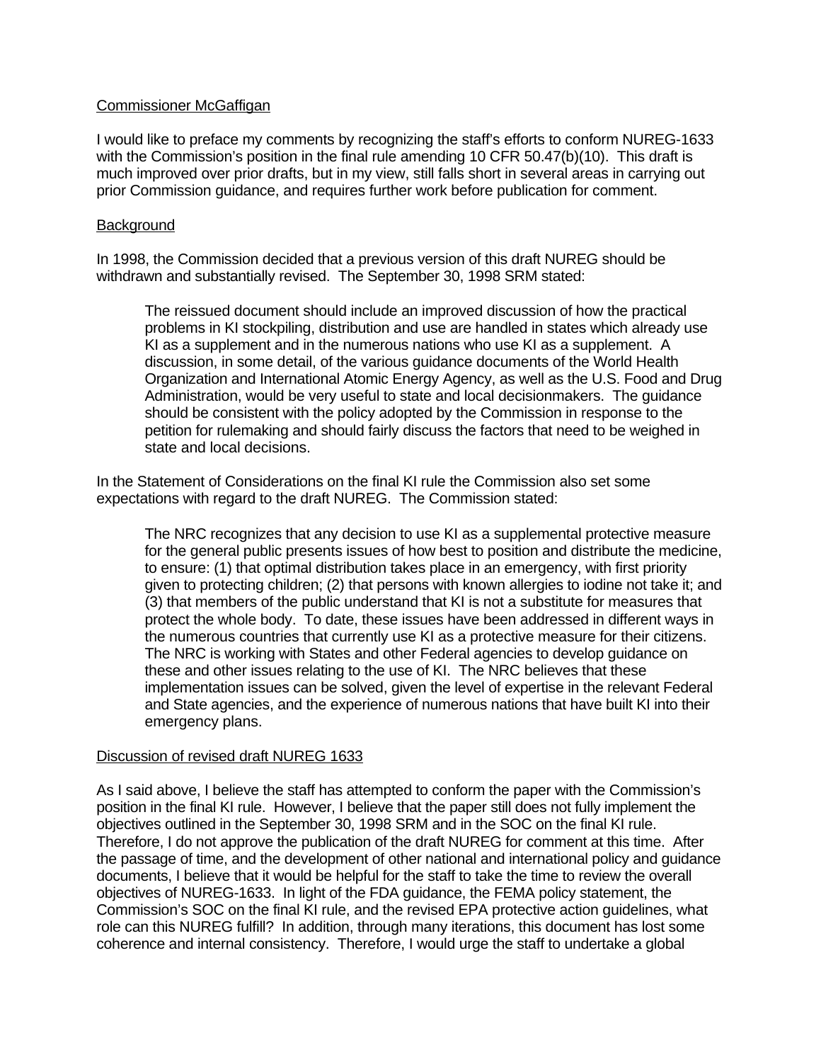Commissioner McGaffigan

I would like to preface my comments by recognizing the staff's efforts to conform NUREG-1633 with the Commission's position in the final rule amending 10 CFR 50.47(b)(10). This draft is much improved over prior drafts, but in my view, still falls short in several areas in carrying out prior Commission guidance, and requires further work before publication for comment.

Background

In 1998, the Commission decided that a previous version of this draft NUREG should be withdrawn and substantially revised. The September 30, 1998 SRM stated:

> The reissued document should include an improved discussion of how the practical problems in KI stockpiling, distribution and use are handled in states which already use KI as a supplement and in the numerous nations who use KI as a supplement. A discussion, in some detail, of the various guidance documents of the World Health Organization and International Atomic Energy Agency, as well as the U.S. Food and Drug Administration, would be very useful to state and local decisionmakers. The guidance should be consistent with the policy adopted by the Commission in response to the petition for rulemaking and should fairly discuss the factors that need to be weighed in state and local decisions.

In the Statement of Considerations on the final KI rule the Commission also set some expectations with regard to the draft NUREG. The Commission stated:

> The NRC recognizes that any decision to use KI as a supplemental protective measure for the general public presents issues of how best to position and distribute the medicine, to ensure: (1) that optimal distribution takes place in an emergency, with first priority given to protecting children; (2) that persons with known allergies to iodine not take it; and (3) that members of the public understand that KI is not a substitute for measures that protect the whole body. To date, these issues have been addressed in different ways in the numerous countries that currently use KI as a protective measure for their citizens. The NRC is working with States and other Federal agencies to develop guidance on these and other issues relating to the use of KI. The NRC believes that these implementation issues can be solved, given the level of expertise in the relevant Federal and State agencies, and the experience of numerous nations that have built KI into their emergency plans.

Discussion of revised draft NUREG 1633

As I said above, I believe the staff has attempted to conform the paper with the Commission's position in the final KI rule. However, I believe that the paper still does not fully implement the objectives outlined in the September 30, 1998 SRM and in the SOC on the final KI rule. Therefore, I do not approve the publication of the draft NUREG for comment at this time. After the passage of time, and the development of other national and international policy and guidance documents, I believe that it would be helpful for the staff to take the time to review the overall objectives of NUREG-1633. In light of the FDA guidance, the FEMA policy statement, the Commission's SOC on the final KI rule, and the revised EPA protective action guidelines, what role can this NUREG fulfill? In addition, through many iterations, this document has lost some coherence and internal consistency. Therefore, I would urge the staff to undertake a global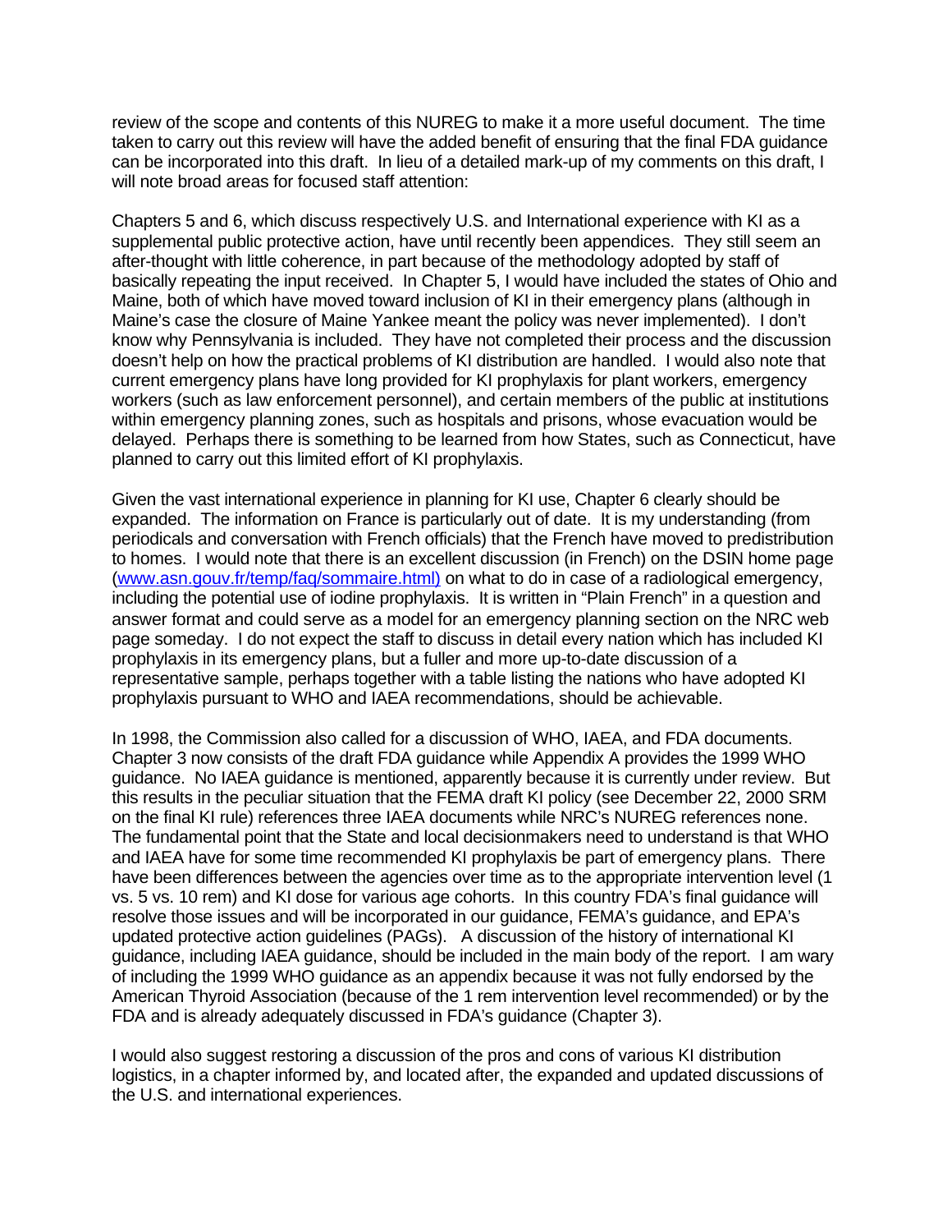review of the scope and contents of this NUREG to make it a more useful document. The time taken to carry out this review will have the added benefit of ensuring that the final FDA guidance can be incorporated into this draft. In lieu of a detailed mark-up of my comments on this draft, I will note broad areas for focused staff attention:

Chapters 5 and 6, which discuss respectively U.S. and International experience with KI as a supplemental public protective action, have until recently been appendices. They still seem an after-thought with little coherence, in part because of the methodology adopted by staff of basically repeating the input received. In Chapter 5, I would have included the states of Ohio and Maine, both of which have moved toward inclusion of KI in their emergency plans (although in Maine's case the closure of Maine Yankee meant the policy was never implemented). I don't know why Pennsylvania is included. They have not completed their process and the discussion doesn't help on how the practical problems of KI distribution are handled. I would also note that current emergency plans have long provided for KI prophylaxis for plant workers, emergency workers (such as law enforcement personnel), and certain members of the public at institutions within emergency planning zones, such as hospitals and prisons, whose evacuation would be delayed. Perhaps there is something to be learned from how States, such as Connecticut, have planned to carry out this limited effort of KI prophylaxis.

Given the vast international experience in planning for KI use, Chapter 6 clearly should be expanded. The information on France is particularly out of date. It is my understanding (from periodicals and conversation with French officials) that the French have moved to predistribution to homes. I would note that there is an excellent discussion (in French) on the DSIN home page (www.asn.gouv.fr/temp/faq/sommaire.html) on what to do in case of a radiological emergency, including the potential use of iodine prophylaxis. It is written in "Plain French" in a question and answer format and could serve as a model for an emergency planning section on the NRC web page someday. I do not expect the staff to discuss in detail every nation which has included KI prophylaxis in its emergency plans, but a fuller and more up-to-date discussion of a representative sample, perhaps together with a table listing the nations who have adopted KI prophylaxis pursuant to WHO and IAEA recommendations, should be achievable.

In 1998, the Commission also called for a discussion of WHO, IAEA, and FDA documents. Chapter 3 now consists of the draft FDA guidance while Appendix A provides the 1999 WHO guidance. No IAEA guidance is mentioned, apparently because it is currently under review. But this results in the peculiar situation that the FEMA draft KI policy (see December 22, 2000 SRM on the final KI rule) references three IAEA documents while NRC's NUREG references none. The fundamental point that the State and local decisionmakers need to understand is that WHO and IAEA have for some time recommended KI prophylaxis be part of emergency plans. There have been differences between the agencies over time as to the appropriate intervention level (1 vs. 5 vs. 10 rem) and KI dose for various age cohorts. In this country FDA's final guidance will resolve those issues and will be incorporated in our guidance, FEMA's guidance, and EPA's updated protective action guidelines (PAGs). A discussion of the history of international KI guidance, including IAEA guidance, should be included in the main body of the report. I am wary of including the 1999 WHO guidance as an appendix because it was not fully endorsed by the American Thyroid Association (because of the 1 rem intervention level recommended) or by the FDA and is already adequately discussed in FDA's guidance (Chapter 3).

I would also suggest restoring a discussion of the pros and cons of various KI distribution logistics, in a chapter informed by, and located after, the expanded and updated discussions of the U.S. and international experiences.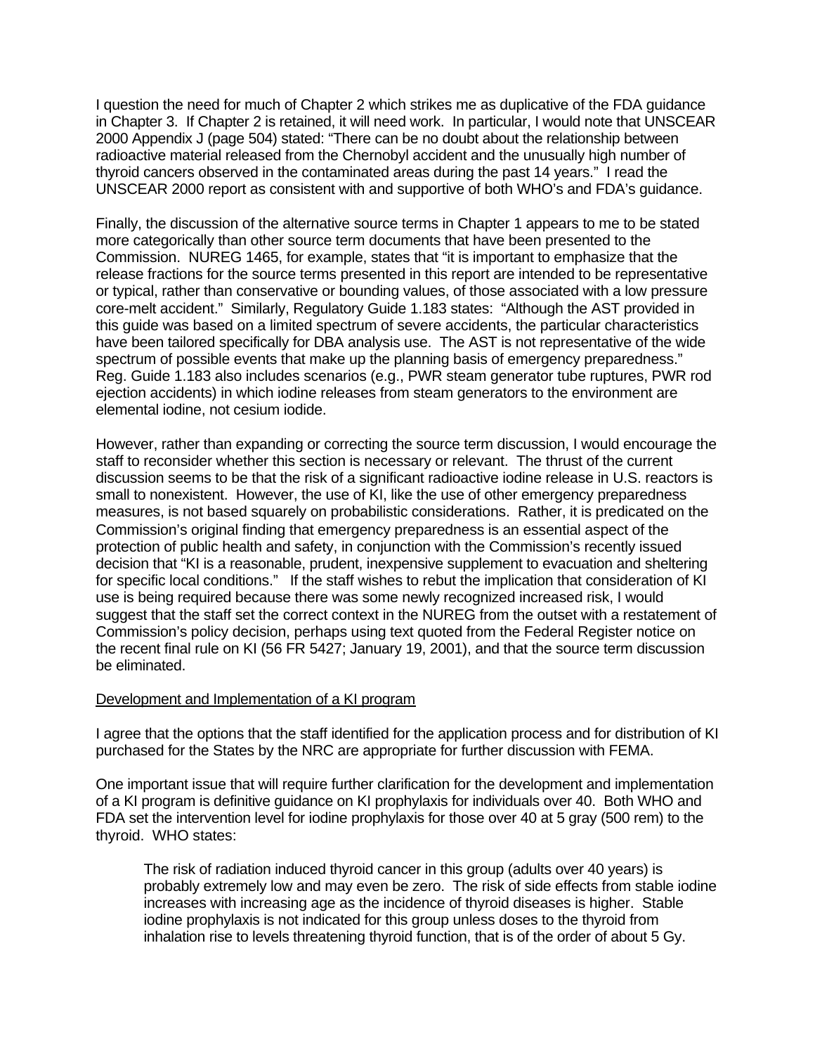I question the need for much of Chapter 2 which strikes me as duplicative of the FDA guidance in Chapter 3. If Chapter 2 is retained, it will need work. In particular, I would note that UNSCEAR 2000 Appendix J (page 504) stated: "There can be no doubt about the relationship between radioactive material released from the Chernobyl accident and the unusually high number of thyroid cancers observed in the contaminated areas during the past 14 years." I read the UNSCEAR 2000 report as consistent with and supportive of both WHO's and FDA's guidance.

Finally, the discussion of the alternative source terms in Chapter 1 appears to me to be stated more categorically than other source term documents that have been presented to the Commission. NUREG 1465, for example, states that "it is important to emphasize that the release fractions for the source terms presented in this report are intended to be representative or typical, rather than conservative or bounding values, of those associated with a low pressure core-melt accident." Similarly, Regulatory Guide 1.183 states: "Although the AST provided in this guide was based on a limited spectrum of severe accidents, the particular characteristics have been tailored specifically for DBA analysis use. The AST is not representative of the wide spectrum of possible events that make up the planning basis of emergency preparedness." Reg. Guide 1.183 also includes scenarios (e.g., PWR steam generator tube ruptures, PWR rod ejection accidents) in which iodine releases from steam generators to the environment are elemental iodine, not cesium iodide.

However, rather than expanding or correcting the source term discussion, I would encourage the staff to reconsider whether this section is necessary or relevant. The thrust of the current discussion seems to be that the risk of a significant radioactive iodine release in U.S. reactors is small to nonexistent. However, the use of KI, like the use of other emergency preparedness measures, is not based squarely on probabilistic considerations. Rather, it is predicated on the Commission's original finding that emergency preparedness is an essential aspect of the protection of public health and safety, in conjunction with the Commission's recently issued decision that "KI is a reasonable, prudent, inexpensive supplement to evacuation and sheltering for specific local conditions." If the staff wishes to rebut the implication that consideration of KI use is being required because there was some newly recognized increased risk, I would suggest that the staff set the correct context in the NUREG from the outset with a restatement of Commission's policy decision, perhaps using text quoted from the Federal Register notice on the recent final rule on KI (56 FR 5427; January 19, 2001), and that the source term discussion be eliminated.

Development and Implementation of a KI program

I agree that the options that the staff identified for the application process and for distribution of KI purchased for the States by the NRC are appropriate for further discussion with FEMA.

One important issue that will require further clarification for the development and implementation of a KI program is definitive guidance on KI prophylaxis for individuals over 40. Both WHO and FDA set the intervention level for iodine prophylaxis for those over 40 at 5 gray (500 rem) to the thyroid. WHO states:

> The risk of radiation induced thyroid cancer in this group (adults over 40 years) is probably extremely low and may even be zero. The risk of side effects from stable iodine increases with increasing age as the incidence of thyroid diseases is higher. Stable iodine prophylaxis is not indicated for this group unless doses to the thyroid from inhalation rise to levels threatening thyroid function, that is of the order of about 5 Gy.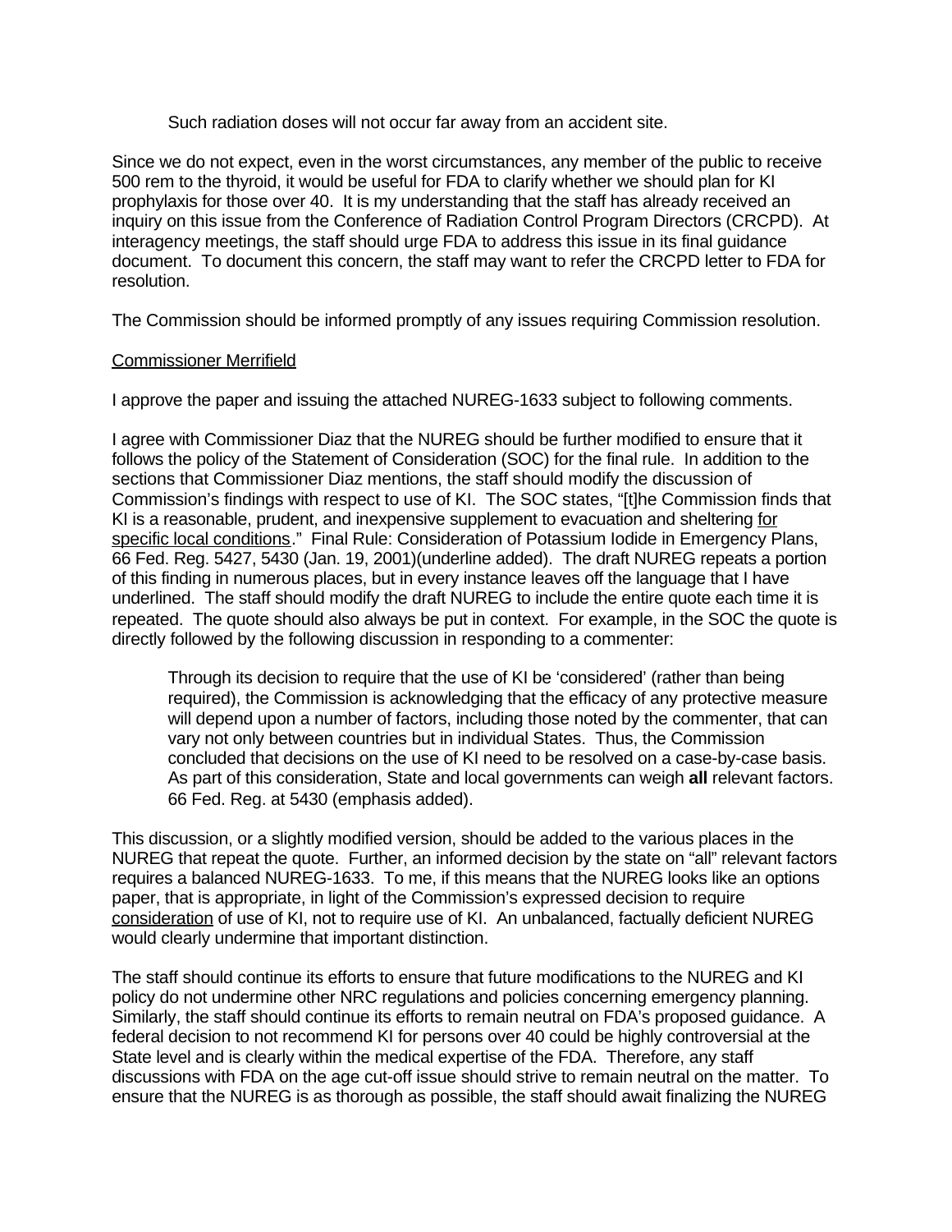Such radiation doses will not occur far away from an accident site.

Since we do not expect, even in the worst circumstances, any member of the public to receive 500 rem to the thyroid, it would be useful for FDA to clarify whether we should plan for KI prophylaxis for those over 40. It is my understanding that the staff has already received an inquiry on this issue from the Conference of Radiation Control Program Directors (CRCPD). At interagency meetings, the staff should urge FDA to address this issue in its final guidance document. To document this concern, the staff may want to refer the CRCPD letter to FDA for resolution.

The Commission should be informed promptly of any issues requiring Commission resolution.

Commissioner Merrifield

I approve the paper and issuing the attached NUREG-1633 subject to following comments.

I agree with Commissioner Diaz that the NUREG should be further modified to ensure that it follows the policy of the Statement of Consideration (SOC) for the final rule. In addition to the sections that Commissioner Diaz mentions, the staff should modify the discussion of Commission's findings with respect to use of KI. The SOC states, "[t]he Commission finds that KI is a reasonable, prudent, and inexpensive supplement to evacuation and sheltering for specific local conditions." Final Rule: Consideration of Potassium Iodide in Emergency Plans, 66 Fed. Reg. 5427, 5430 (Jan. 19, 2001)(underline added). The draft NUREG repeats a portion of this finding in numerous places, but in every instance leaves off the language that I have underlined. The staff should modify the draft NUREG to include the entire quote each time it is repeated. The quote should also always be put in context. For example, in the SOC the quote is directly followed by the following discussion in responding to a commenter:

> Through its decision to require that the use of KI be 'considered' (rather than being required), the Commission is acknowledging that the efficacy of any protective measure will depend upon a number of factors, including those noted by the commenter, that can vary not only between countries but in individual States. Thus, the Commission concluded that decisions on the use of KI need to be resolved on a case-by-case basis. As part of this consideration, State and local governments can weigh **all** relevant factors. 66 Fed. Reg. at 5430 (emphasis added).

This discussion, or a slightly modified version, should be added to the various places in the NUREG that repeat the quote. Further, an informed decision by the state on "all" relevant factors requires a balanced NUREG-1633. To me, if this means that the NUREG looks like an options paper, that is appropriate, in light of the Commission's expressed decision to require consideration of use of KI, not to require use of KI. An unbalanced, factually deficient NUREG would clearly undermine that important distinction.

The staff should continue its efforts to ensure that future modifications to the NUREG and KI policy do not undermine other NRC regulations and policies concerning emergency planning. Similarly, the staff should continue its efforts to remain neutral on FDA's proposed guidance. A federal decision to not recommend KI for persons over 40 could be highly controversial at the State level and is clearly within the medical expertise of the FDA. Therefore, any staff discussions with FDA on the age cut-off issue should strive to remain neutral on the matter. To ensure that the NUREG is as thorough as possible, the staff should await finalizing the NUREG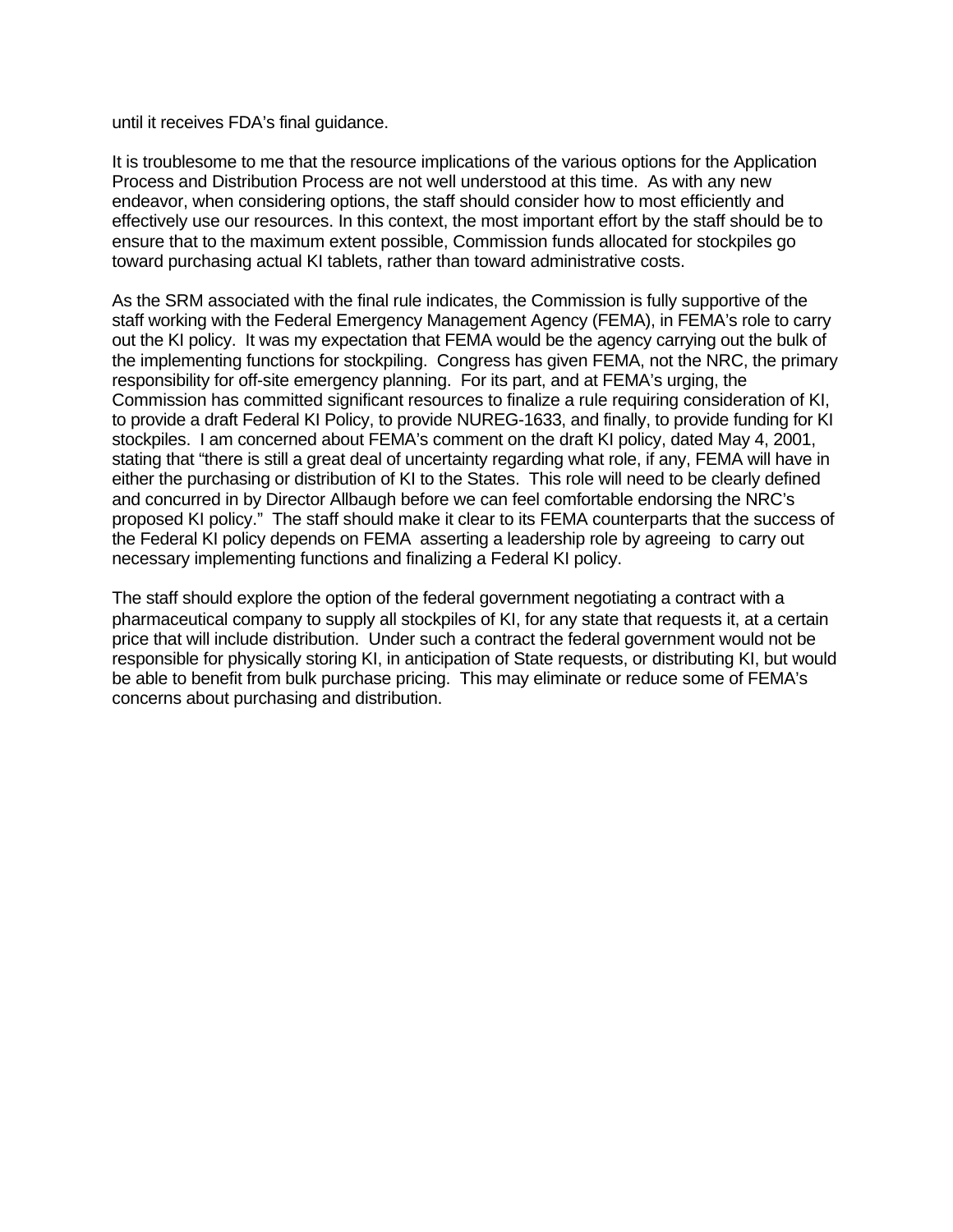until it receives FDA's final guidance.

It is troublesome to me that the resource implications of the various options for the Application Process and Distribution Process are not well understood at this time. As with any new endeavor, when considering options, the staff should consider how to most efficiently and effectively use our resources. In this context, the most important effort by the staff should be to ensure that to the maximum extent possible, Commission funds allocated for stockpiles go toward purchasing actual KI tablets, rather than toward administrative costs.

As the SRM associated with the final rule indicates, the Commission is fully supportive of the staff working with the Federal Emergency Management Agency (FEMA), in FEMA's role to carry out the KI policy. It was my expectation that FEMA would be the agency carrying out the bulk of the implementing functions for stockpiling. Congress has given FEMA, not the NRC, the primary responsibility for off-site emergency planning. For its part, and at FEMA's urging, the Commission has committed significant resources to finalize a rule requiring consideration of KI, to provide a draft Federal KI Policy, to provide NUREG-1633, and finally, to provide funding for KI stockpiles. I am concerned about FEMA's comment on the draft KI policy, dated May 4, 2001, stating that "there is still a great deal of uncertainty regarding what role, if any, FEMA will have in either the purchasing or distribution of KI to the States. This role will need to be clearly defined and concurred in by Director Allbaugh before we can feel comfortable endorsing the NRC's proposed KI policy." The staff should make it clear to its FEMA counterparts that the success of the Federal KI policy depends on FEMA asserting a leadership role by agreeing to carry out necessary implementing functions and finalizing a Federal KI policy.

The staff should explore the option of the federal government negotiating a contract with a pharmaceutical company to supply all stockpiles of KI, for any state that requests it, at a certain price that will include distribution. Under such a contract the federal government would not be responsible for physically storing KI, in anticipation of State requests, or distributing KI, but would be able to benefit from bulk purchase pricing. This may eliminate or reduce some of FEMA's concerns about purchasing and distribution.